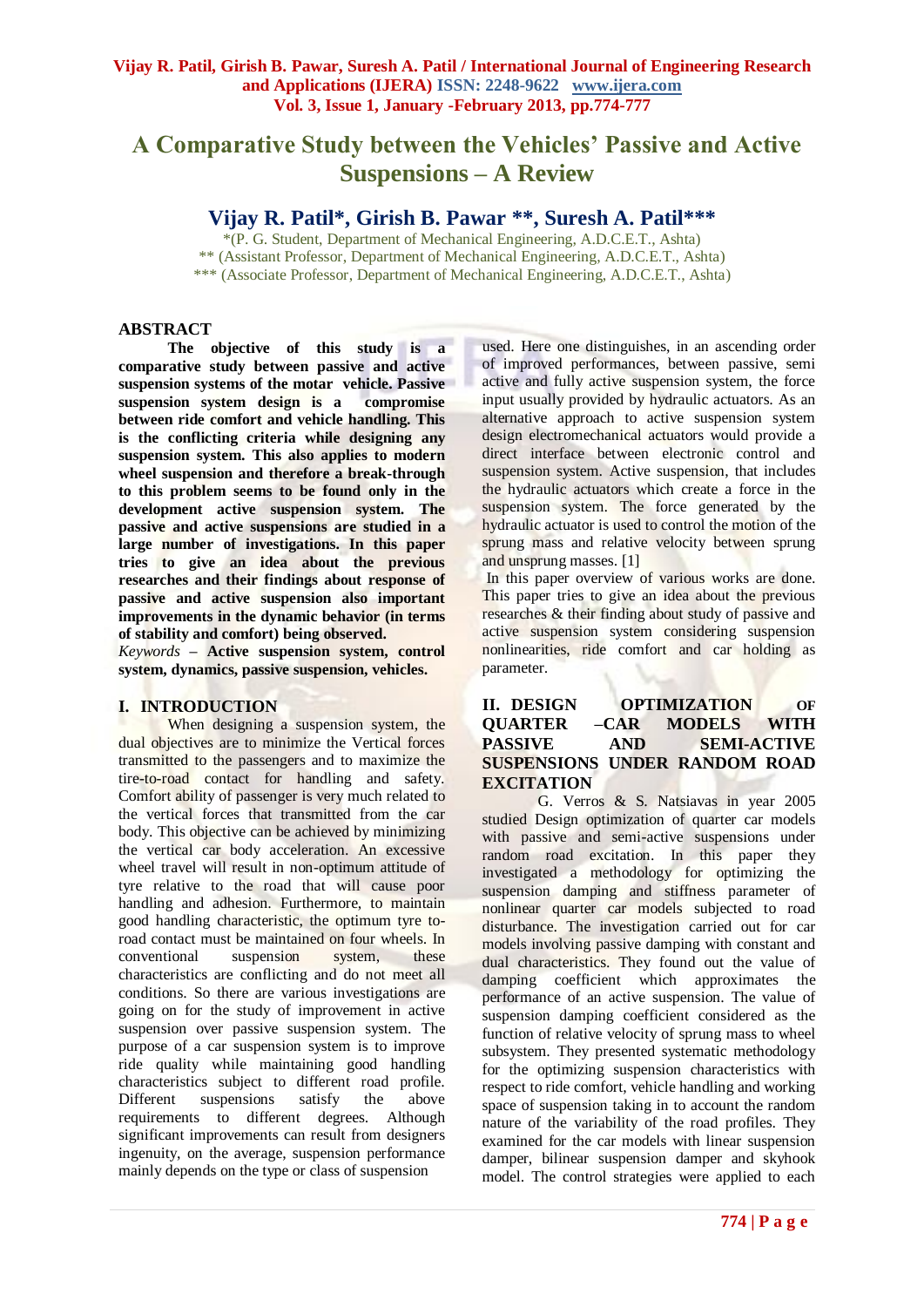// Page 1

# A Comparative Study between the Vehicles' Passive and Active Suspensions – A Review

## Vijay R. Patil*, Girish B. Pawar **, Suresh A. Patil***

*(P. G. Student, Department of Mechanical Engineering, A.D.C.E.T., Ashta)
** (Assistant Professor, Department of Mechanical Engineering, A.D.C.E.T., Ashta)
*** (Associate Professor, Department of Mechanical Engineering, A.D.C.E.T., Ashta)

## ABSTRACT

**The objective of this study is a comparative study between passive and active suspension systems of the motar vehicle. Passive suspension system design is a compromise between ride comfort and vehicle handling. This is the conflicting criteria while designing any suspension system. This also applies to modern wheel suspension and therefore a break-through to this problem seems to be found only in the development active suspension system. The passive and active suspensions are studied in a large number of investigations. In this paper tries to give an idea about the previous researches and their findings about response of passive and active suspension also important improvements in the dynamic behavior (in terms of stability and comfort) being observed.**

*Keywords* – **Active suspension system, control system, dynamics, passive suspension, vehicles.**

## I. INTRODUCTION

When designing a suspension system, the dual objectives are to minimize the Vertical forces transmitted to the passengers and to maximize the tire-to-road contact for handling and safety. Comfort ability of passenger is very much related to the vertical forces that transmitted from the car body. This objective can be achieved by minimizing the vertical car body acceleration. An excessive wheel travel will result in non-optimum attitude of tyre relative to the road that will cause poor handling and adhesion. Furthermore, to maintain good handling characteristic, the optimum tyre to-road contact must be maintained on four wheels. In conventional suspension system, these characteristics are conflicting and do not meet all conditions. So there are various investigations are going on for the study of improvement in active suspension over passive suspension system. The purpose of a car suspension system is to improve ride quality while maintaining good handling characteristics subject to different road profile. Different suspensions satisfy the above requirements to different degrees. Although significant improvements can result from designers ingenuity, on the average, suspension performance mainly depends on the type or class of suspension used. Here one distinguishes, in an ascending order of improved performances, between passive, semi active and fully active suspension system, the force input usually provided by hydraulic actuators. As an alternative approach to active suspension system design electromechanical actuators would provide a direct interface between electronic control and suspension system. Active suspension, that includes the hydraulic actuators which create a force in the suspension system. The force generated by the hydraulic actuator is used to control the motion of the sprung mass and relative velocity between sprung and unsprung masses. [1]

In this paper overview of various works are done. This paper tries to give an idea about the previous researches & their finding about study of passive and active suspension system considering suspension nonlinearities, ride comfort and car holding as parameter.

## II. DESIGN OPTIMIZATION OF QUARTER –CAR MODELS WITH PASSIVE AND SEMI-ACTIVE SUSPENSIONS UNDER RANDOM ROAD EXCITATION

G. Verros & S. Natsiavas in year 2005 studied Design optimization of quarter car models with passive and semi-active suspensions under random road excitation. In this paper they investigated a methodology for optimizing the suspension damping and stiffness parameter of nonlinear quarter car models subjected to road disturbance. The investigation carried out for car models involving passive damping with constant and dual characteristics. They found out the value of damping coefficient which approximates the performance of an active suspension. The value of suspension damping coefficient considered as the function of relative velocity of sprung mass to wheel subsystem. They presented systematic methodology for the optimizing suspension characteristics with respect to ride comfort, vehicle handling and working space of suspension taking in to account the random nature of the variability of the road profiles. They examined for the car models with linear suspension damper, bilinear suspension damper and skyhook model. The control strategies were applied to each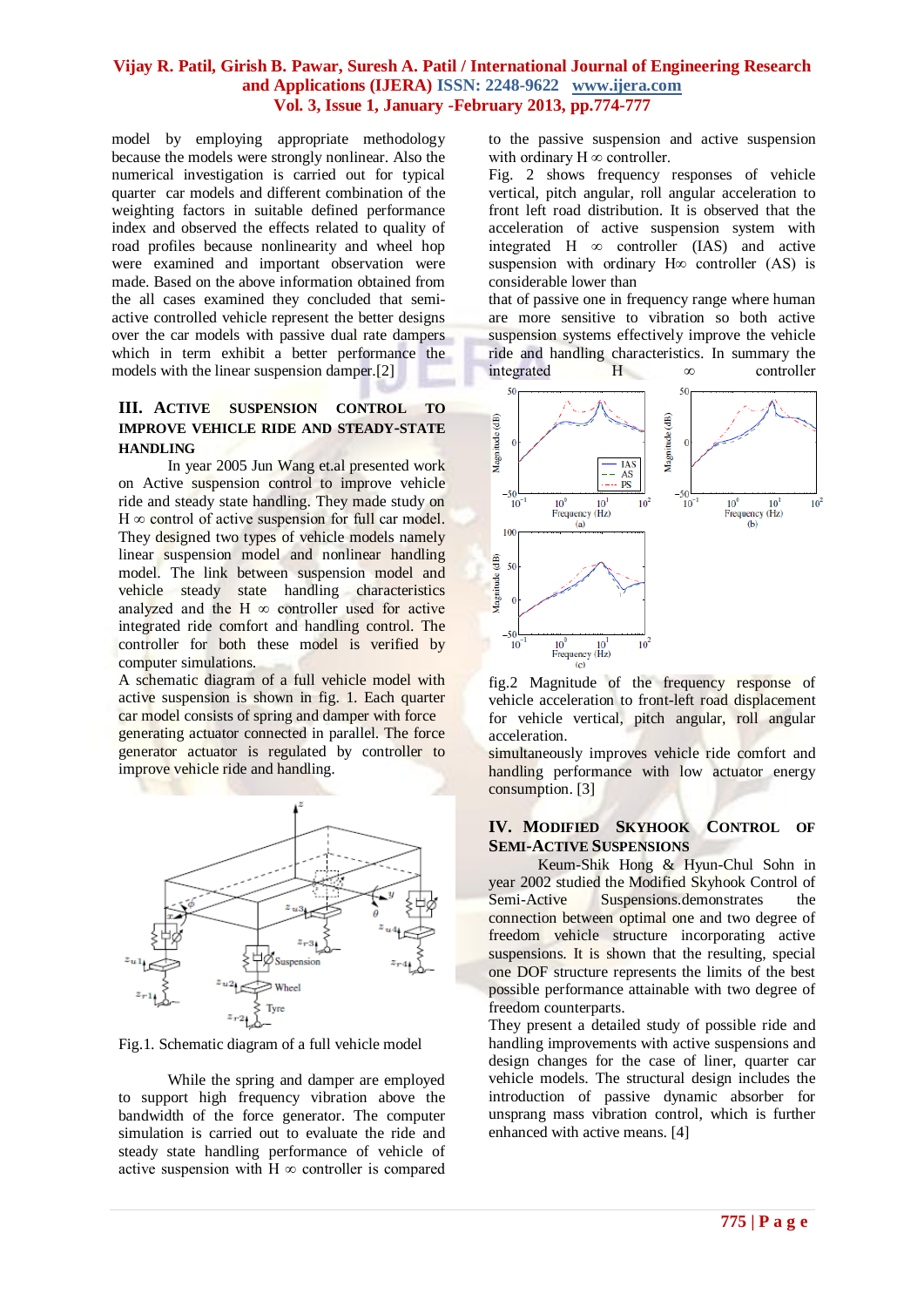model by employing appropriate methodology because the models were strongly nonlinear. Also the numerical investigation is carried out for typical quarter car models and different combination of the weighting factors in suitable defined performance index and observed the effects related to quality of road profiles because nonlinearity and wheel hop were examined and important observation were made. Based on the above information obtained from the all cases examined they concluded that semi-active controlled vehicle represent the better designs over the car models with passive dual rate dampers which in term exhibit a better performance the models with the linear suspension damper.[2]

## III. Active Suspension Control to Improve Vehicle Ride and Steady-State Handling

In year 2005 Jun Wang et.al presented work on Active suspension control to improve vehicle ride and steady state handling. They made study on $H\infty$ control of active suspension for full car model. They designed two types of vehicle models namely linear suspension model and nonlinear handling model. The link between suspension model and vehicle steady state handling characteristics analyzed and the $H\infty$ controller used for active integrated ride comfort and handling control. The controller for both these model is verified by computer simulations.

A schematic diagram of a full vehicle model with active suspension is shown in fig. 1. Each quarter car model consists of spring and damper with force generating actuator connected in parallel. The force generator actuator is regulated by controller to improve vehicle ride and handling.

Fig.1. Schematic diagram of a full vehicle model

While the spring and damper are employed to support high frequency vibration above the bandwidth of the force generator. The computer simulation is carried out to evaluate the ride and steady state handling performance of vehicle of active suspension with $H\infty$ controller is compared to the passive suspension and active suspension with ordinary $H\infty$ controller.

Fig. 2 shows frequency responses of vehicle vertical, pitch angular, roll angular acceleration to front left road distribution. It is observed that the acceleration of active suspension system with integrated $H\infty$ controller (IAS) and active suspension with ordinary $H\infty$ controller (AS) is considerable lower than that of passive one in frequency range where human are more sensitive to vibration so both active suspension systems effectively improve the vehicle ride and handling characteristics. In summary the integrated $H\infty$ controller simultaneously improves vehicle ride comfort and handling performance with low actuator energy consumption. [3]

fig.2 Magnitude of the frequency response of vehicle acceleration to front-left road displacement for vehicle vertical, pitch angular, roll angular acceleration.

## IV. Modified Skyhook Control of Semi-Active Suspensions

Keum-Shik Hong & Hyun-Chul Sohn in year 2002 studied the Modified Skyhook Control of Semi-Active Suspensions.demonstrates the connection between optimal one and two degree of freedom vehicle structure incorporating active suspensions. It is shown that the resulting, special one DOF structure represents the limits of the best possible performance attainable with two degree of freedom counterparts.

They present a detailed study of possible ride and handling improvements with active suspensions and design changes for the case of liner, quarter car vehicle models. The structural design includes the introduction of passive dynamic absorber for unsprang mass vibration control, which is further enhanced with active means. [4]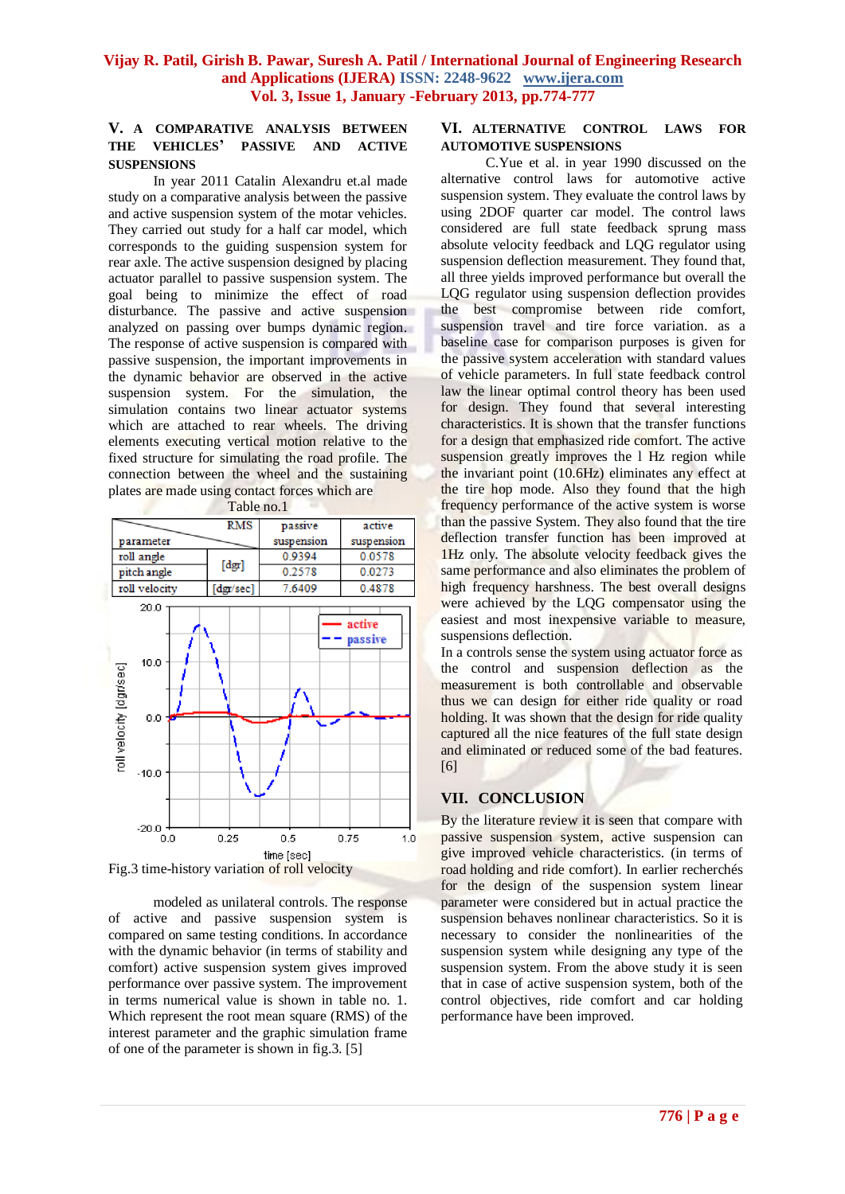## V. A COMPARATIVE ANALYSIS BETWEEN THE VEHICLES' PASSIVE AND ACTIVE SUSPENSIONS

In year 2011 Catalin Alexandru et.al made study on a comparative analysis between the passive and active suspension system of the motar vehicles. They carried out study for a half car model, which corresponds to the guiding suspension system for rear axle. The active suspension designed by placing actuator parallel to passive suspension system. The goal being to minimize the effect of road disturbance. The passive and active suspension analyzed on passing over bumps dynamic region. The response of active suspension is compared with passive suspension, the important improvements in the dynamic behavior are observed in the active suspension system. For the simulation, the simulation contains two linear actuator systems which are attached to rear wheels. The driving elements executing vertical motion relative to the fixed structure for simulating the road profile. The connection between the wheel and the sustaining plates are made using contact forces which are

Table no.1

| parameter | RMS | passive suspension | active suspension |
|---|---|---|---|
| roll angle | [dgr] | 0.9394 | 0.0578 |
| pitch angle | [dgr] | 0.2578 | 0.0273 |
| roll velocity | [dgr/sec] | 7.6409 | 0.4878 |

20.0
10.0
0.0
-10.0
-20.0
roll velocity [dgr/sec]
0.0
0.25
0.5
0.75
1.0
time [sec]
active
passive

Fig.3 time-history variation of roll velocity

modeled as unilateral controls. The response of active and passive suspension system is compared on same testing conditions. In accordance with the dynamic behavior (in terms of stability and comfort) active suspension system gives improved performance over passive system. The improvement in terms numerical value is shown in table no. 1. Which represent the root mean square (RMS) of the interest parameter and the graphic simulation frame of one of the parameter is shown in fig.3. [5]

## VI. ALTERNATIVE CONTROL LAWS FOR AUTOMOTIVE SUSPENSIONS

C.Yue et al. in year 1990 discussed on the alternative control laws for automotive active suspension system. They evaluate the control laws by using 2DOF quarter car model. The control laws considered are full state feedback sprung mass absolute velocity feedback and LQG regulator using suspension deflection measurement. They found that, all three yields improved performance but overall the LQG regulator using suspension deflection provides the best compromise between ride comfort, suspension travel and tire force variation. as a baseline case for comparison purposes is given for the passive system acceleration with standard values of vehicle parameters. In full state feedback control law the linear optimal control theory has been used for design. They found that several interesting characteristics. It is shown that the transfer functions for a design that emphasized ride comfort. The active suspension greatly improves the l Hz region while the invariant point (10.6Hz) eliminates any effect at the tire hop mode. Also they found that the high frequency performance of the active system is worse than the passive System. They also found that the tire deflection transfer function has been improved at 1Hz only. The absolute velocity feedback gives the same performance and also eliminates the problem of high frequency harshness. The best overall designs were achieved by the LQG compensator using the easiest and most inexpensive variable to measure, suspensions deflection.

In a controls sense the system using actuator force as the control and suspension deflection as the measurement is both controllable and observable thus we can design for either ride quality or road holding. It was shown that the design for ride quality captured all the nice features of the full state design and eliminated or reduced some of the bad features. [6]

## VII. CONCLUSION

By the literature review it is seen that compare with passive suspension system, active suspension can give improved vehicle characteristics. (in terms of road holding and ride comfort). In earlier recherchés for the design of the suspension system linear parameter were considered but in actual practice the suspension behaves nonlinear characteristics. So it is necessary to consider the nonlinearities of the suspension system while designing any type of the suspension system. From the above study it is seen that in case of active suspension system, both of the control objectives, ride comfort and car holding performance have been improved.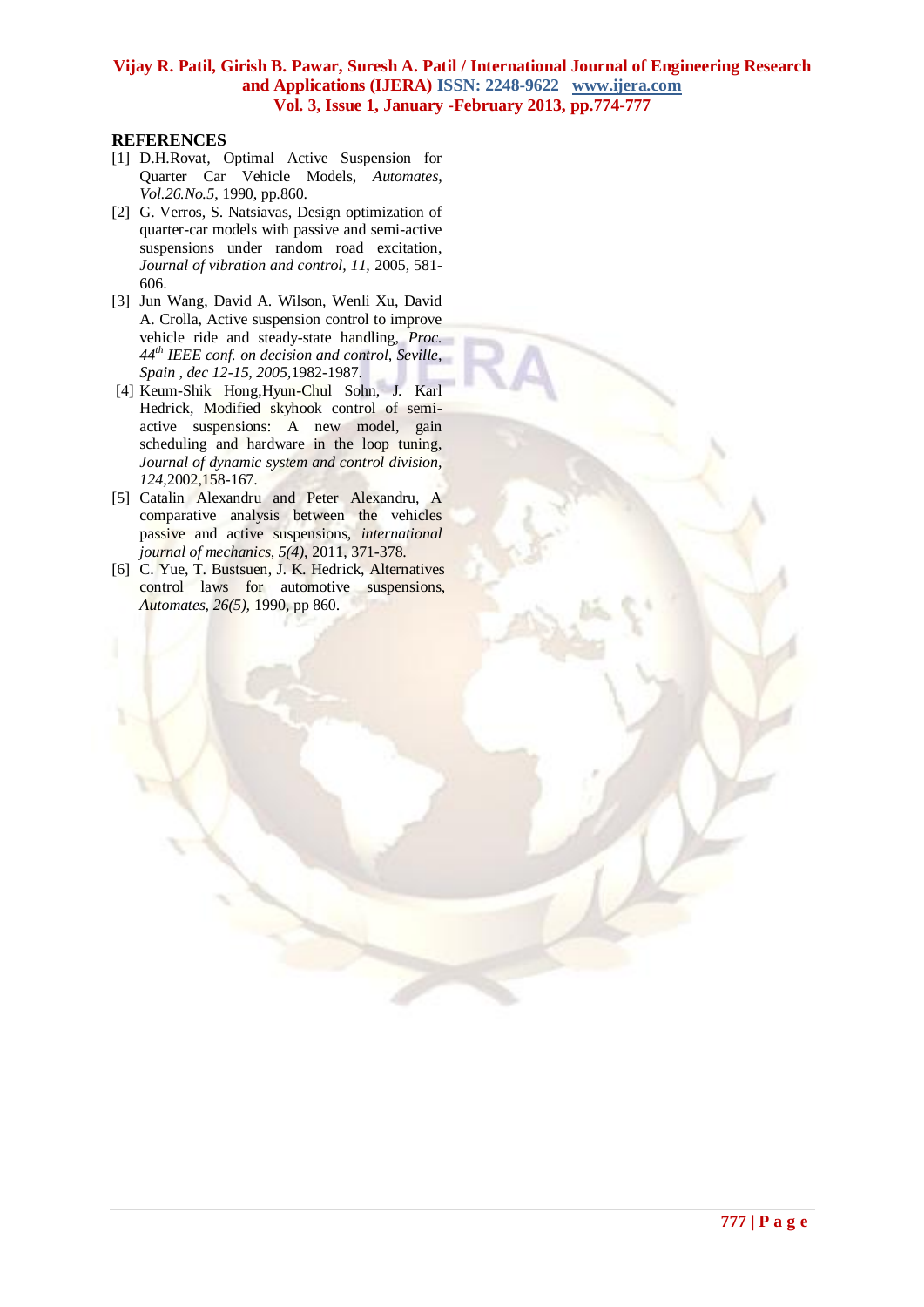## REFERENCES

[1] D.H.Rovat, Optimal Active Suspension for Quarter Car Vehicle Models, *Automates, Vol.26.No.5*, 1990, pp.860.

[2] G. Verros, S. Natsiavas, Design optimization of quarter-car models with passive and semi-active suspensions under random road excitation, *Journal of vibration and control, 11,* 2005, 581-606.

[3] Jun Wang, David A. Wilson, Wenli Xu, David A. Crolla, Active suspension control to improve vehicle ride and steady-state handling, *Proc. 44th IEEE conf. on decision and control, Seville, Spain , dec 12-15, 2005,*1982-1987.

[4] Keum-Shik Hong,Hyun-Chul Sohn, J. Karl Hedrick, Modified skyhook control of semi-active suspensions: A new model, gain scheduling and hardware in the loop tuning, *Journal of dynamic system and control division, 124,*2002,158-167.

[5] Catalin Alexandru and Peter Alexandru, A comparative analysis between the vehicles passive and active suspensions, *international journal of mechanics, 5(4),* 2011, 371-378.

[6] C. Yue, T. Bustsuen, J. K. Hedrick, Alternatives control laws for automotive suspensions, *Automates, 26(5),* 1990, pp 860.